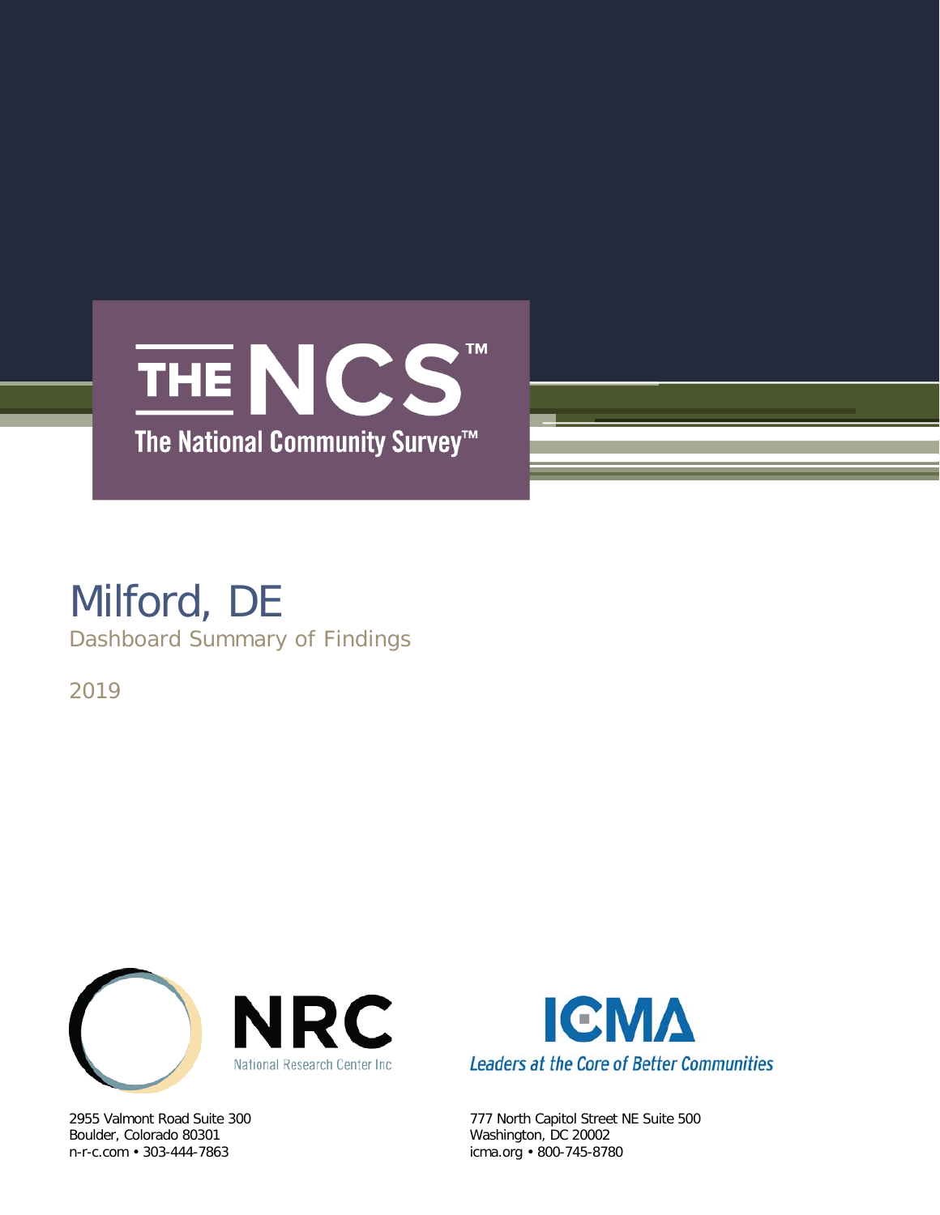# THE NCS™

The National Community Survey™

# Milford, DE

## Dashboard Summary of Findings

2019

NRC

National Research Center Inc

2955 Valmont Road Suite 300
Boulder, Colorado 80301
n-r-c.com • 303-444-7863

ICMA

*Leaders at the Core of Better Communities*

777 North Capitol Street NE Suite 500
Washington, DC 20002
icma.org • 800-745-8780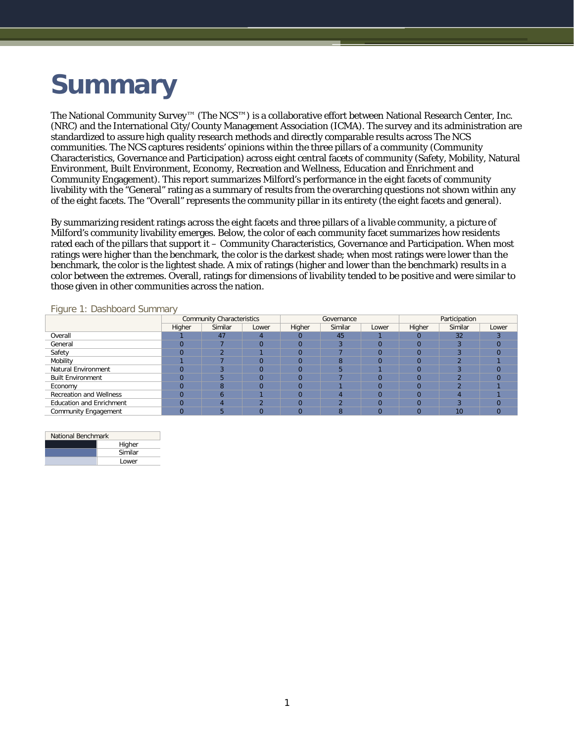# Summary

The National Community Survey™ (The NCS™) is a collaborative effort between National Research Center, Inc. (NRC) and the International City/County Management Association (ICMA). The survey and its administration are standardized to assure high quality research methods and directly comparable results across The NCS communities. The NCS captures residents' opinions within the three pillars of a community (Community Characteristics, Governance and Participation) across eight central facets of community (Safety, Mobility, Natural Environment, Built Environment, Economy, Recreation and Wellness, Education and Enrichment and Community Engagement). This report summarizes Milford's performance in the eight facets of community livability with the "General" rating as a summary of results from the overarching questions not shown within any of the eight facets. The "Overall" represents the community pillar in its entirety (the eight facets and general).

By summarizing resident ratings across the eight facets and three pillars of a livable community, a picture of Milford's community livability emerges. Below, the color of each community facet summarizes how residents rated each of the pillars that support it – Community Characteristics, Governance and Participation. When most ratings were higher than the benchmark, the color is the darkest shade; when most ratings were lower than the benchmark, the color is the lightest shade. A mix of ratings (higher and lower than the benchmark) results in a color between the extremes. Overall, ratings for dimensions of livability tended to be positive and were similar to those given in other communities across the nation.

Figure 1: Dashboard Summary

| | Community Characteristics | | | Governance | | | Participation | | |
|---|---|---|---|---|---|---|---|---|---|
| | Higher | Similar | Lower | Higher | Similar | Lower | Higher | Similar | Lower |
| Overall | 1 | 47 | 4 | 0 | 45 | 1 | 0 | 32 | 3 |
| General | 0 | 7 | 0 | 0 | 3 | 0 | 0 | 3 | 0 |
| Safety | 0 | 2 | 1 | 0 | 7 | 0 | 0 | 3 | 0 |
| Mobility | 1 | 7 | 0 | 0 | 8 | 0 | 0 | 2 | 1 |
| Natural Environment | 0 | 3 | 0 | 0 | 5 | 1 | 0 | 3 | 0 |
| Built Environment | 0 | 5 | 0 | 0 | 7 | 0 | 0 | 2 | 0 |
| Economy | 0 | 8 | 0 | 0 | 1 | 0 | 0 | 2 | 1 |
| Recreation and Wellness | 0 | 6 | 1 | 0 | 4 | 0 | 0 | 4 | 1 |
| Education and Enrichment | 0 | 4 | 2 | 0 | 2 | 0 | 0 | 3 | 0 |
| Community Engagement | 0 | 5 | 0 | 0 | 8 | 0 | 0 | 10 | 0 |

| National Benchmark | |
|---|---|
| | Higher |
| | Similar |
| | Lower |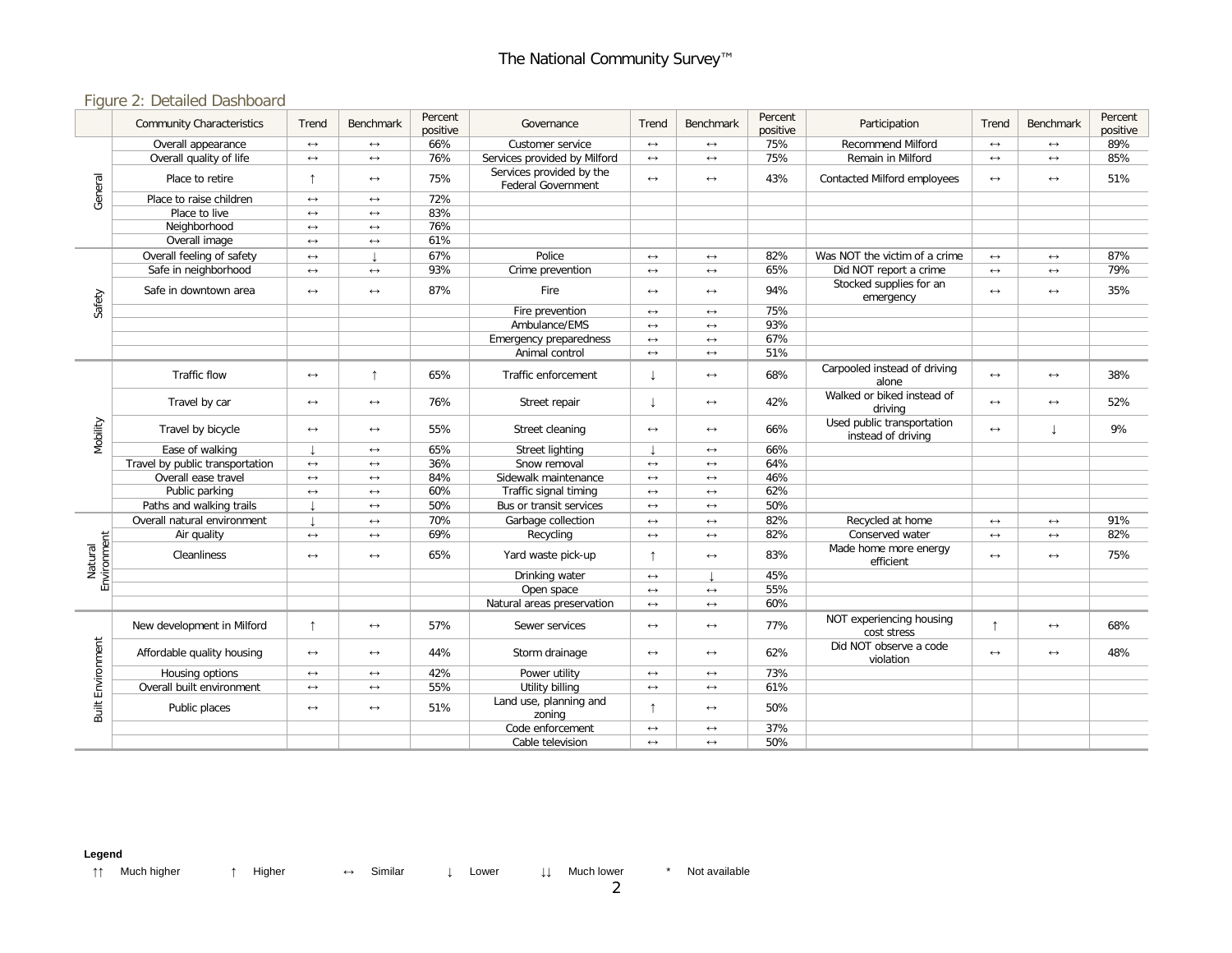## Figure 2: Detailed Dashboard

| | Community Characteristics | Trend | Benchmark | Percent positive | Governance | Trend | Benchmark | Percent positive | Participation | Trend | Benchmark | Percent positive |
|---|---|---|---|---|---|---|---|---|---|---|---|---|
| General | Overall appearance | ↔ | ↔ | 66% | Customer service | ↔ | ↔ | 75% | Recommend Milford | ↔ | ↔ | 89% |
| | Overall quality of life | ↔ | ↔ | 76% | Services provided by Milford | ↔ | ↔ | 75% | Remain in Milford | ↔ | ↔ | 85% |
| | Place to retire | ↑ | ↔ | 75% | Services provided by the Federal Government | ↔ | ↔ | 43% | Contacted Milford employees | ↔ | ↔ | 51% |
| | Place to raise children | ↔ | ↔ | 72% | | | | | | | | |
| | Place to live | ↔ | ↔ | 83% | | | | | | | | |
| | Neighborhood | ↔ | ↔ | 76% | | | | | | | | |
| | Overall image | ↔ | ↔ | 61% | | | | | | | | |
| Safety | Overall feeling of safety | ↔ | ↓ | 67% | Police | ↔ | ↔ | 82% | Was NOT the victim of a crime | ↔ | ↔ | 87% |
| | Safe in neighborhood | ↔ | ↔ | 93% | Crime prevention | ↔ | ↔ | 65% | Did NOT report a crime | ↔ | ↔ | 79% |
| | Safe in downtown area | ↔ | ↔ | 87% | Fire | ↔ | ↔ | 94% | Stocked supplies for an emergency | ↔ | ↔ | 35% |
| | | | | | Fire prevention | ↔ | ↔ | 75% | | | | |
| | | | | | Ambulance/EMS | ↔ | ↔ | 93% | | | | |
| | | | | | Emergency preparedness | ↔ | ↔ | 67% | | | | |
| | | | | | Animal control | ↔ | ↔ | 51% | | | | |
| Mobility | Traffic flow | ↔ | ↑ | 65% | Traffic enforcement | ↓ | ↔ | 68% | Carpooled instead of driving alone | ↔ | ↔ | 38% |
| | Travel by car | ↔ | ↔ | 76% | Street repair | ↓ | ↔ | 42% | Walked or biked instead of driving | ↔ | ↔ | 52% |
| | Travel by bicycle | ↔ | ↔ | 55% | Street cleaning | ↔ | ↔ | 66% | Used public transportation instead of driving | ↔ | ↓ | 9% |
| | Ease of walking | ↓ | ↔ | 65% | Street lighting | ↓ | ↔ | 66% | | | | |
| | Travel by public transportation | ↔ | ↔ | 36% | Snow removal | ↔ | ↔ | 64% | | | | |
| | Overall ease travel | ↔ | ↔ | 84% | Sidewalk maintenance | ↔ | ↔ | 46% | | | | |
| | Public parking | ↔ | ↔ | 60% | Traffic signal timing | ↔ | ↔ | 62% | | | | |
| | Paths and walking trails | ↓ | ↔ | 50% | Bus or transit services | ↔ | ↔ | 50% | | | | |
| Natural Environment | Overall natural environment | ↓ | ↔ | 70% | Garbage collection | ↔ | ↔ | 82% | Recycled at home | ↔ | ↔ | 91% |
| | Air quality | ↔ | ↔ | 69% | Recycling | ↔ | ↔ | 82% | Conserved water | ↔ | ↔ | 82% |
| | Cleanliness | ↔ | ↔ | 65% | Yard waste pick-up | ↑ | ↔ | 83% | Made home more energy efficient | ↔ | ↔ | 75% |
| | | | | | Drinking water | ↔ | ↓ | 45% | | | | |
| | | | | | Open space | ↔ | ↔ | 55% | | | | |
| | | | | | Natural areas preservation | ↔ | ↔ | 60% | | | | |
| Built Environment | New development in Milford | ↑ | ↔ | 57% | Sewer services | ↔ | ↔ | 77% | NOT experiencing housing cost stress | ↑ | ↔ | 68% |
| | Affordable quality housing | ↔ | ↔ | 44% | Storm drainage | ↔ | ↔ | 62% | Did NOT observe a code violation | ↔ | ↔ | 48% |
| | Housing options | ↔ | ↔ | 42% | Power utility | ↔ | ↔ | 73% | | | | |
| | Overall built environment | ↔ | ↔ | 55% | Utility billing | ↔ | ↔ | 61% | | | | |
| | Public places | ↔ | ↔ | 51% | Land use, planning and zoning | ↑ | ↔ | 50% | | | | |
| | | | | | Code enforcement | ↔ | ↔ | 37% | | | | |
| | | | | | Cable television | ↔ | ↔ | 50% | | | | |

**Legend**

↑↑ Much higher ↑ Higher ↔ Similar ↓ Lower ↓↓ Much lower * Not available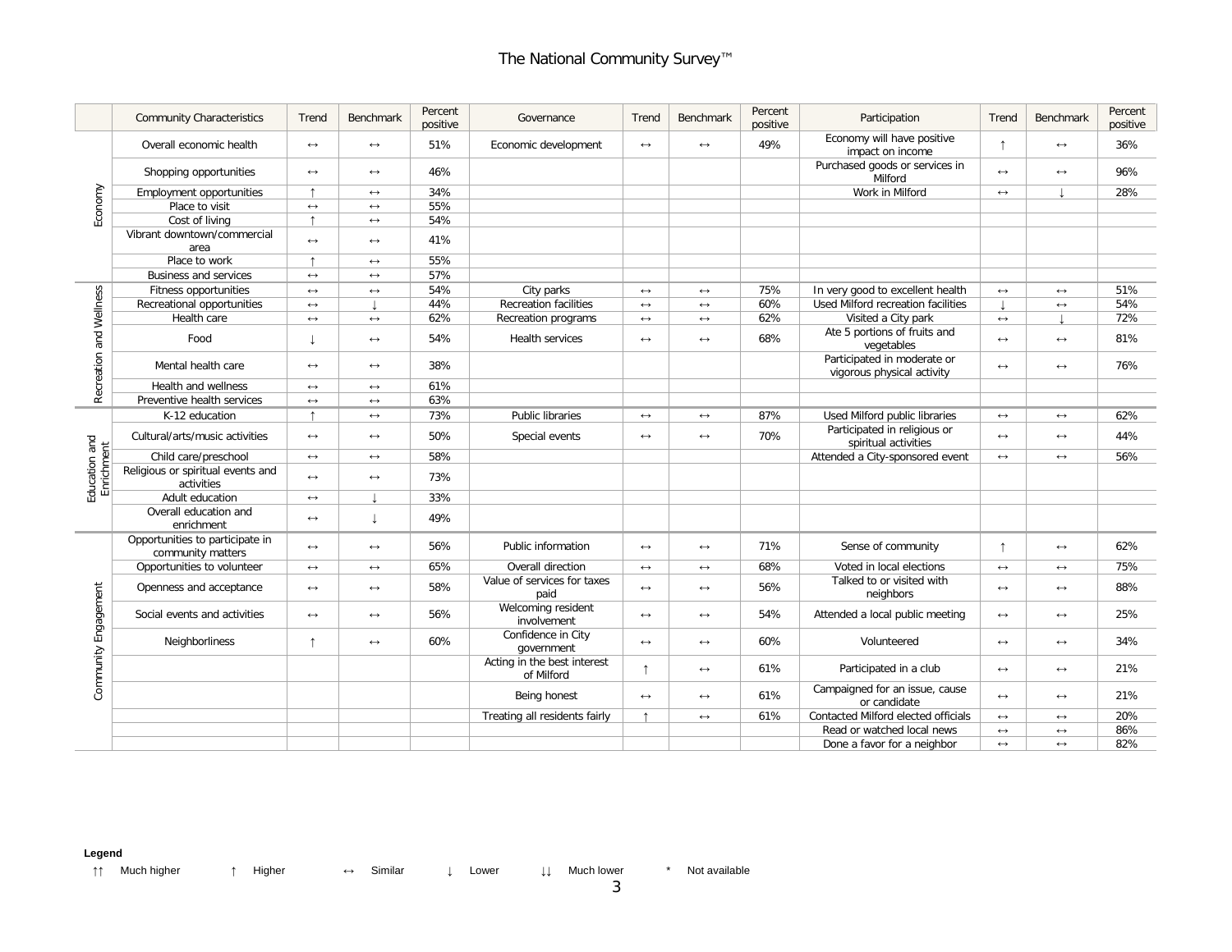# The National Community Survey™

| | Community Characteristics | Trend | Benchmark | Percent positive | Governance | Trend | Benchmark | Percent positive | Participation | Trend | Benchmark | Percent positive |
|---|---|---|---|---|---|---|---|---|---|---|---|---|
| Economy | Overall economic health | ↔ | ↔ | 51% | Economic development | ↔ | ↔ | 49% | Economy will have positive impact on income | ↑ | ↔ | 36% |
| | Shopping opportunities | ↔ | ↔ | 46% | | | | | Purchased goods or services in Milford | ↔ | ↔ | 96% |
| | Employment opportunities | ↑ | ↔ | 34% | | | | | Work in Milford | ↔ | ↓ | 28% |
| | Place to visit | ↔ | ↔ | 55% | | | | | | | | |
| | Cost of living | ↑ | ↔ | 54% | | | | | | | | |
| | Vibrant downtown/commercial area | ↔ | ↔ | 41% | | | | | | | | |
| | Place to work | ↑ | ↔ | 55% | | | | | | | | |
| | Business and services | ↔ | ↔ | 57% | | | | | | | | |
| Recreation and Wellness | Fitness opportunities | ↔ | ↔ | 54% | City parks | ↔ | ↔ | 75% | In very good to excellent health | ↔ | ↔ | 51% |
| | Recreational opportunities | ↔ | ↓ | 44% | Recreation facilities | ↔ | ↔ | 60% | Used Milford recreation facilities | ↓ | ↔ | 54% |
| | Health care | ↔ | ↔ | 62% | Recreation programs | ↔ | ↔ | 62% | Visited a City park | ↔ | ↓ | 72% |
| | Food | ↓ | ↔ | 54% | Health services | ↔ | ↔ | 68% | Ate 5 portions of fruits and vegetables | ↔ | ↔ | 81% |
| | Mental health care | ↔ | ↔ | 38% | | | | | Participated in moderate or vigorous physical activity | ↔ | ↔ | 76% |
| | Health and wellness | ↔ | ↔ | 61% | | | | | | | | |
| | Preventive health services | ↔ | ↔ | 63% | | | | | | | | |
| Education and Enrichment | K-12 education | ↑ | ↔ | 73% | Public libraries | ↔ | ↔ | 87% | Used Milford public libraries | ↔ | ↔ | 62% |
| | Cultural/arts/music activities | ↔ | ↔ | 50% | Special events | ↔ | ↔ | 70% | Participated in religious or spiritual activities | ↔ | ↔ | 44% |
| | Child care/preschool | ↔ | ↔ | 58% | | | | | Attended a City-sponsored event | ↔ | ↔ | 56% |
| | Religious or spiritual events and activities | ↔ | ↔ | 73% | | | | | | | | |
| | Adult education | ↔ | ↓ | 33% | | | | | | | | |
| | Overall education and enrichment | ↔ | ↓ | 49% | | | | | | | | |
| Community Engagement | Opportunities to participate in community matters | ↔ | ↔ | 56% | Public information | ↔ | ↔ | 71% | Sense of community | ↑ | ↔ | 62% |
| | Opportunities to volunteer | ↔ | ↔ | 65% | Overall direction | ↔ | ↔ | 68% | Voted in local elections | ↔ | ↔ | 75% |
| | Openness and acceptance | ↔ | ↔ | 58% | Value of services for taxes paid | ↔ | ↔ | 56% | Talked to or visited with neighbors | ↔ | ↔ | 88% |
| | Social events and activities | ↔ | ↔ | 56% | Welcoming resident involvement | ↔ | ↔ | 54% | Attended a local public meeting | ↔ | ↔ | 25% |
| | Neighborliness | ↑ | ↔ | 60% | Confidence in City government | ↔ | ↔ | 60% | Volunteered | ↔ | ↔ | 34% |
| | | | | | Acting in the best interest of Milford | ↑ | ↔ | 61% | Participated in a club | ↔ | ↔ | 21% |
| | | | | | Being honest | ↔ | ↔ | 61% | Campaigned for an issue, cause or candidate | ↔ | ↔ | 21% |
| | | | | | Treating all residents fairly | ↑ | ↔ | 61% | Contacted Milford elected officials | ↔ | ↔ | 20% |
| | | | | | | | | | Read or watched local news | ↔ | ↔ | 86% |
| | | | | | | | | | Done a favor for a neighbor | ↔ | ↔ | 82% |

**Legend**

↑↑ Much higher ↑ Higher ↔ Similar ↓ Lower ↓↓ Much lower * Not available